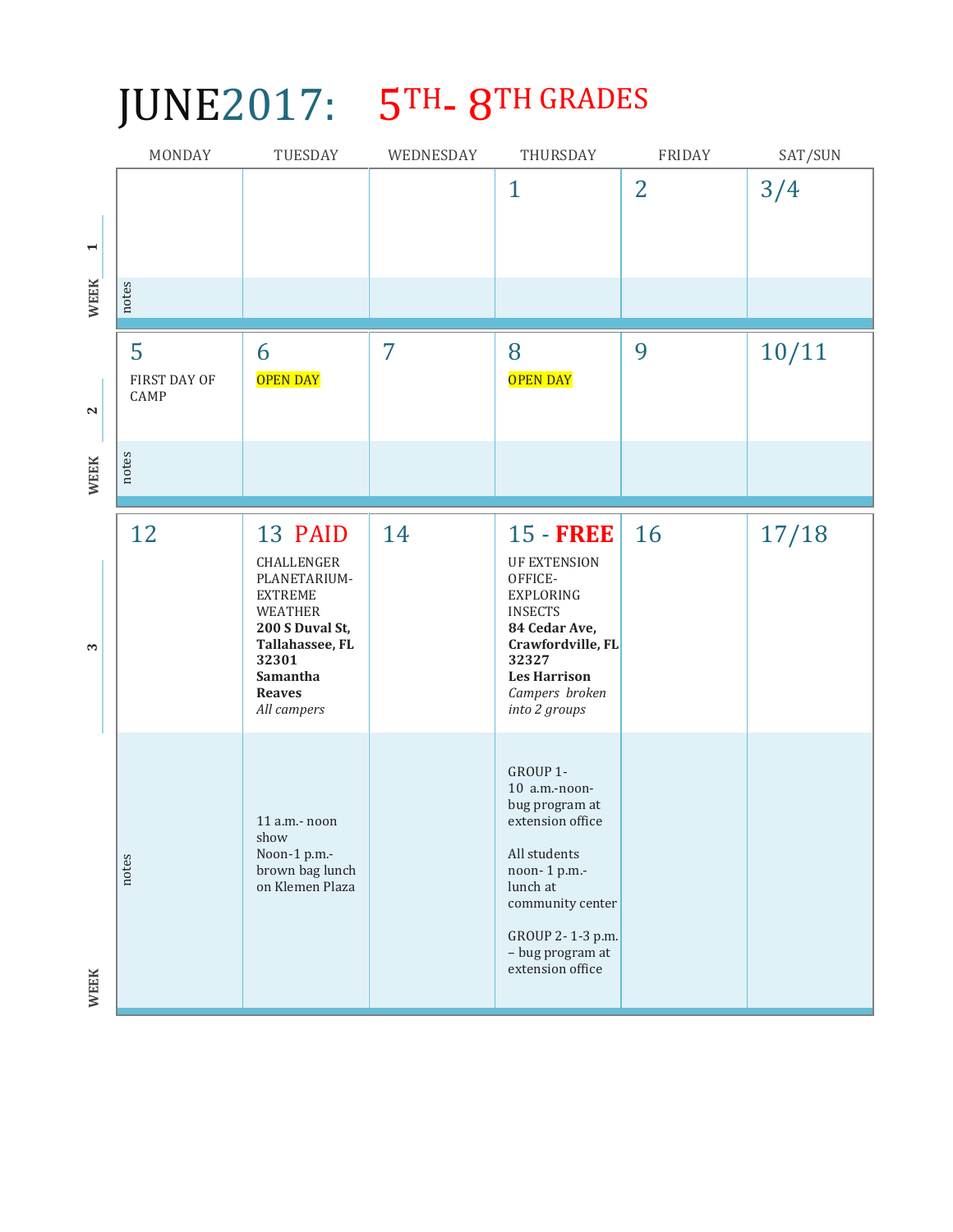# JUNE2017: $5^{TH}$- $8^{TH}$ GRADES

| | MONDAY | TUESDAY | WEDNESDAY | THURSDAY | FRIDAY | SAT/SUN |
|---|---|---|---|---|---|---|
| WEEK 1 | | | | 1 | 2 | 3/4 |
| notes | | | | | | |
| WEEK 2 | 5<br>FIRST DAY OF CAMP | 6<br>OPEN DAY | 7 | 8<br>OPEN DAY | 9 | 10/11 |
| notes | | | | | | |
| WEEK 3 | 12 | 13 PAID<br>CHALLENGER PLANETARIUM-EXTREME WEATHER<br>**200 S Duval St, Tallahassee, FL 32301**<br>**Samantha Reaves**<br>*All campers* | 14 | 15 - **FREE**<br>UF EXTENSION OFFICE-EXPLORING INSECTS<br>**84 Cedar Ave, Crawfordville, FL 32327**<br>**Les Harrison**<br>*Campers broken into 2 groups* | 16 | 17/18 |
| notes | | 11 a.m.- noon show<br>Noon-1 p.m.- brown bag lunch on Klemen Plaza | | GROUP 1- 10 a.m.-noon- bug program at extension office<br><br>All students noon- 1 p.m.- lunch at community center<br><br>GROUP 2- 1-3 p.m. – bug program at extension office | | |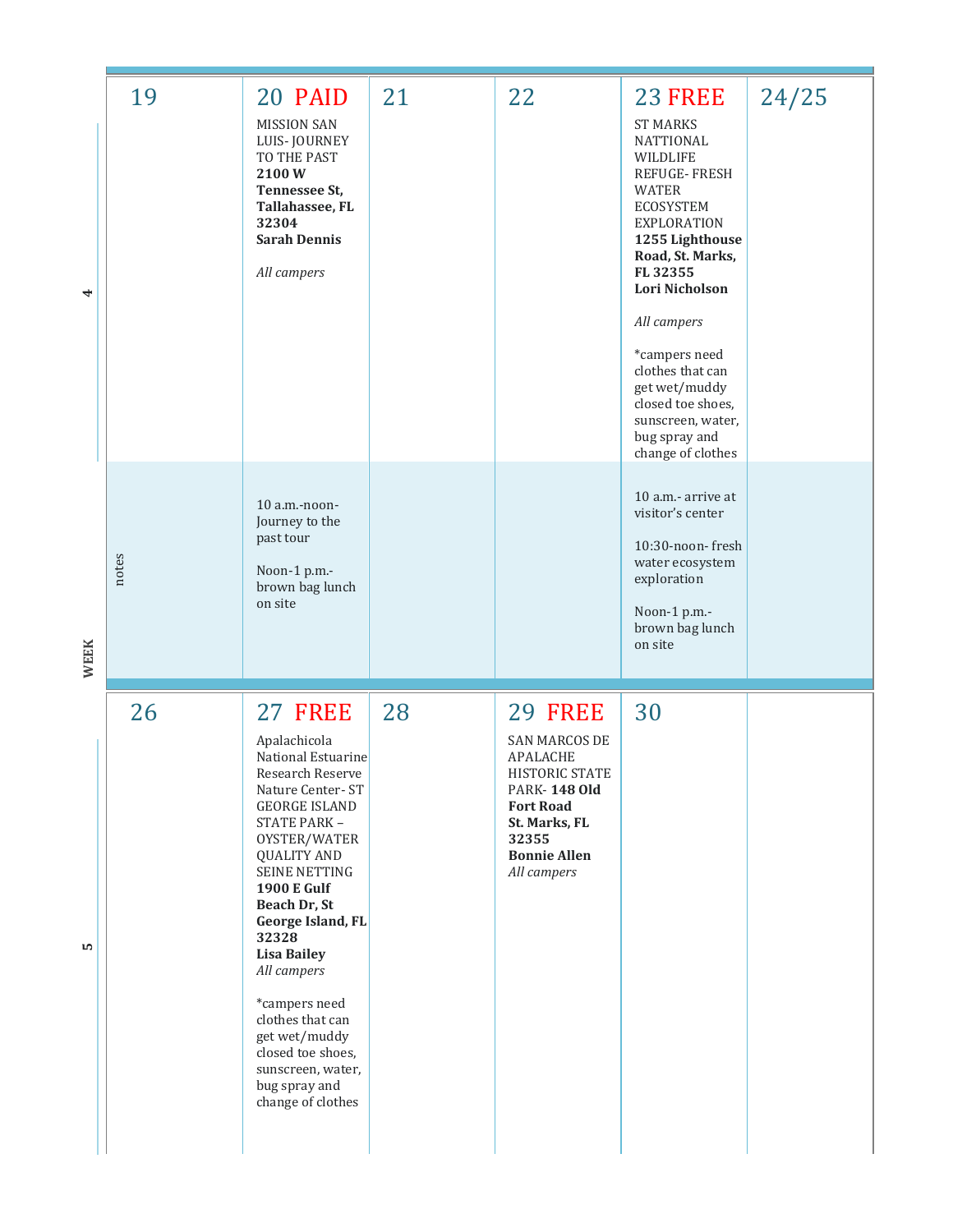| WEEK 4 | 19 | 20 PAID | 21 | 22 | 23 FREE | 24/25 |
|---|---|---|---|---|---|---|
| | | MISSION SAN LUIS- JOURNEY TO THE PAST **2100 W Tennessee St, Tallahassee, FL 32304** **Sarah Dennis** *All campers* | | | ST MARKS NATTIONAL WILDLIFE REFUGE- FRESH WATER ECOSYSTEM EXPLORATION **1255 Lighthouse Road, St. Marks, FL 32355** **Lori Nicholson** *All campers* *campers need clothes that can get wet/muddy closed toe shoes, sunscreen, water, bug spray and change of clothes | |
| notes | | 10 a.m.-noon- Journey to the past tour Noon-1 p.m.- brown bag lunch on site | | | 10 a.m.- arrive at visitor's center 10:30-noon- fresh water ecosystem exploration Noon-1 p.m.- brown bag lunch on site | |

| WEEK 5 | 26 | 27 FREE | 28 | 29 FREE | 30 | |
|---|---|---|---|---|---|---|
| | | Apalachicola National Estuarine Research Reserve Nature Center- ST GEORGE ISLAND STATE PARK – OYSTER/WATER QUALITY AND SEINE NETTING **1900 E Gulf Beach Dr, St George Island, FL 32328** **Lisa Bailey** *All campers* *campers need clothes that can get wet/muddy closed toe shoes, sunscreen, water, bug spray and change of clothes | | SAN MARCOS DE APALACHE HISTORIC STATE PARK- **148 Old Fort Road St. Marks, FL 32355** **Bonnie Allen** *All campers* | | |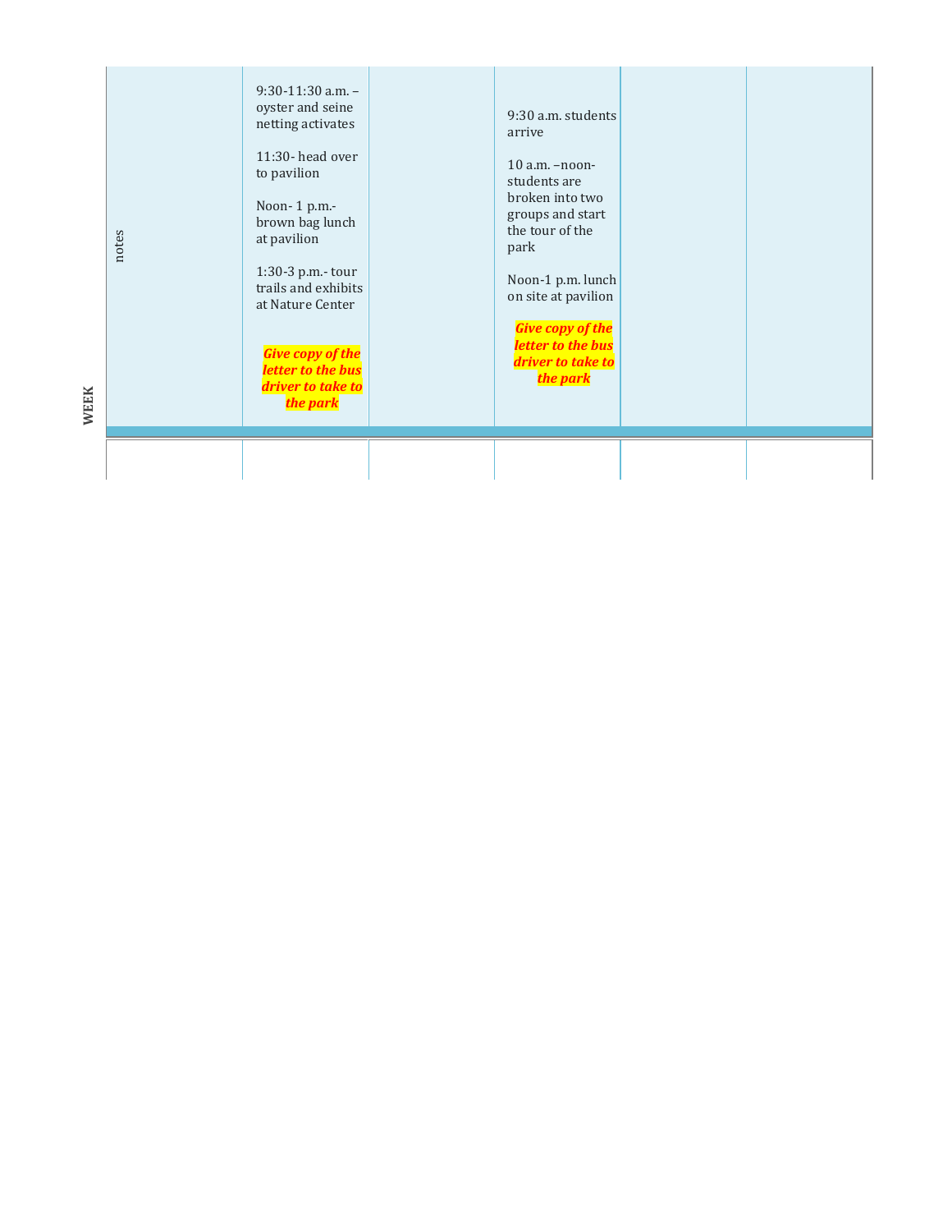| | | | | | | |
|---|---|---|---|---|---|---|
| WEEK | notes | 9:30-11:30 a.m. – oyster and seine netting activates<br><br>11:30- head over to pavilion<br><br>Noon- 1 p.m.- brown bag lunch at pavilion<br><br>1:30-3 p.m.- tour trails and exhibits at Nature Center<br><br>***Give copy of the letter to the bus driver to take to the park*** | | 9:30 a.m. students arrive<br><br>10 a.m. –noon- students are broken into two groups and start the tour of the park<br><br>Noon-1 p.m. lunch on site at pavilion<br><br>***Give copy of the letter to the bus driver to take to the park*** | | |
| | | | | | | |